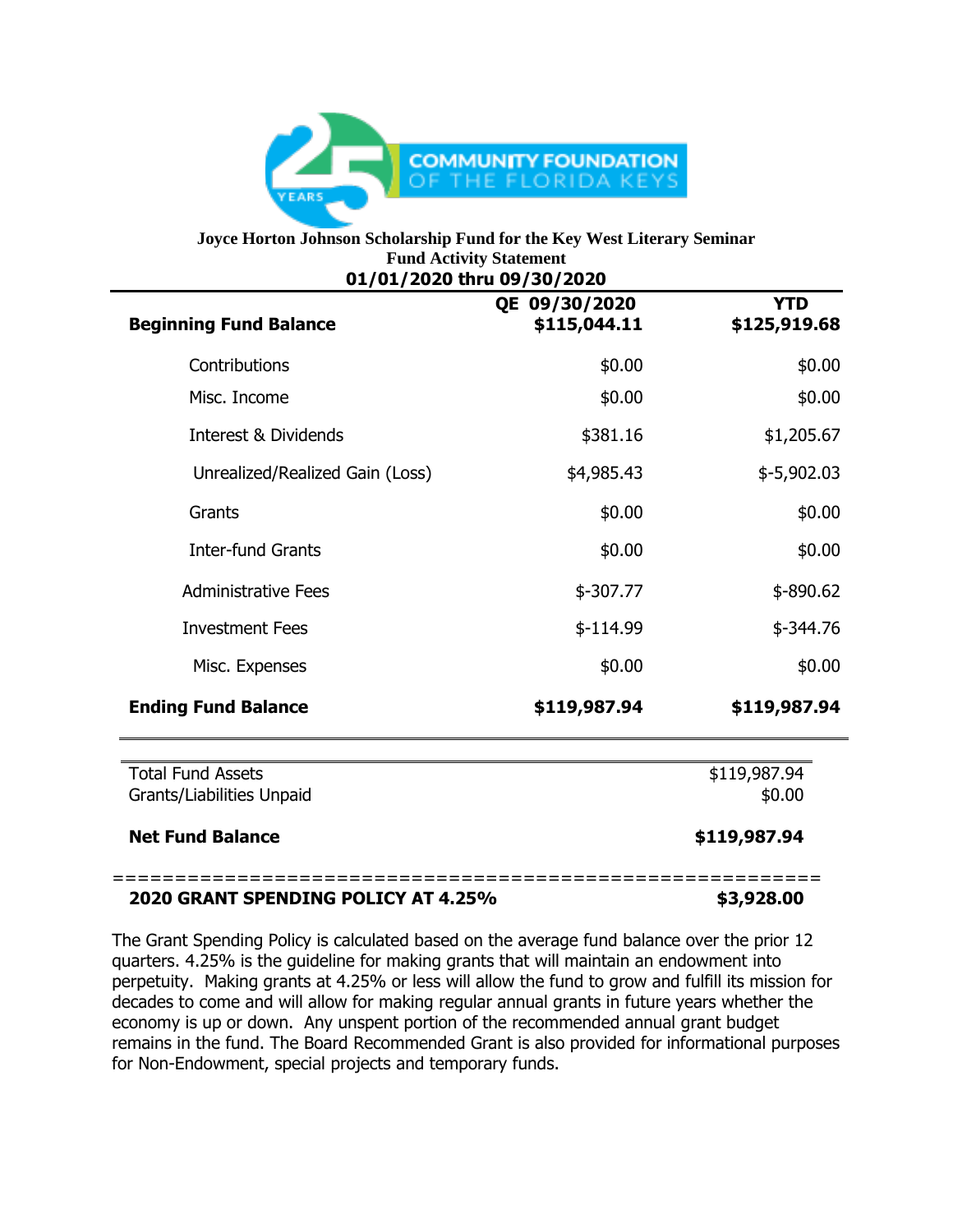COMMUNITY FOUNDATION OF THE FLORIDA KEYS

**Joyce Horton Johnson Scholarship Fund for the Key West Literary Seminar**
**Fund Activity Statement**
**01/01/2020 thru 09/30/2020**

| | QE 09/30/2020 | YTD |
|---|---|---|
| **Beginning Fund Balance** | **$115,044.11** | **$125,919.68** |
| Contributions | $0.00 | $0.00 |
| Misc. Income | $0.00 | $0.00 |
| Interest & Dividends | $381.16 | $1,205.67 |
| Unrealized/Realized Gain (Loss) | $4,985.43 | $-5,902.03 |
| Grants | $0.00 | $0.00 |
| Inter-fund Grants | $0.00 | $0.00 |
| Administrative Fees | $-307.77 | $-890.62 |
| Investment Fees | $-114.99 | $-344.76 |
| Misc. Expenses | $0.00 | $0.00 |
| **Ending Fund Balance** | **$119,987.94** | **$119,987.94** |

| | |
|---|---|
| Total Fund Assets | $119,987.94 |
| Grants/Liabilities Unpaid | $0.00 |
| **Net Fund Balance** | **$119,987.94** |

=======================================================

| | |
|---|---|
| **2020 GRANT SPENDING POLICY AT 4.25%** | **$3,928.00** |

The Grant Spending Policy is calculated based on the average fund balance over the prior 12 quarters. 4.25% is the guideline for making grants that will maintain an endowment into perpetuity. Making grants at 4.25% or less will allow the fund to grow and fulfill its mission for decades to come and will allow for making regular annual grants in future years whether the economy is up or down. Any unspent portion of the recommended annual grant budget remains in the fund. The Board Recommended Grant is also provided for informational purposes for Non-Endowment, special projects and temporary funds.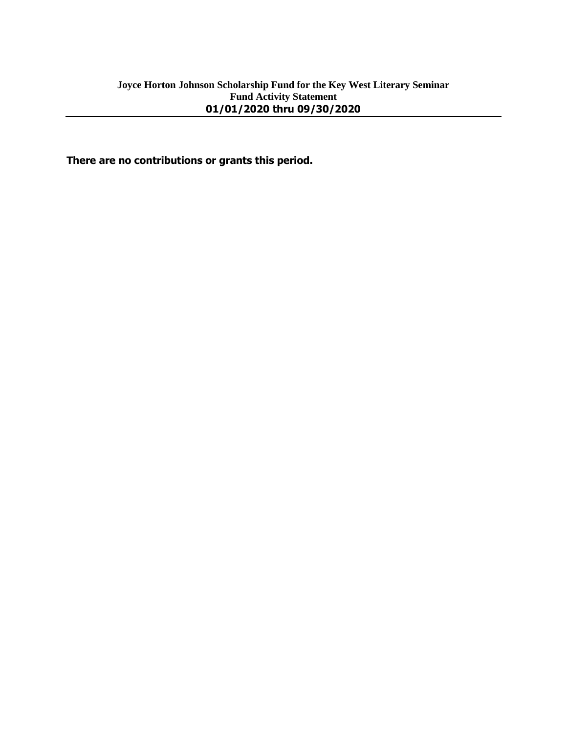**Joyce Horton Johnson Scholarship Fund for the Key West Literary Seminar**
**Fund Activity Statement**
**01/01/2020 thru 09/30/2020**

---

**There are no contributions or grants this period.**